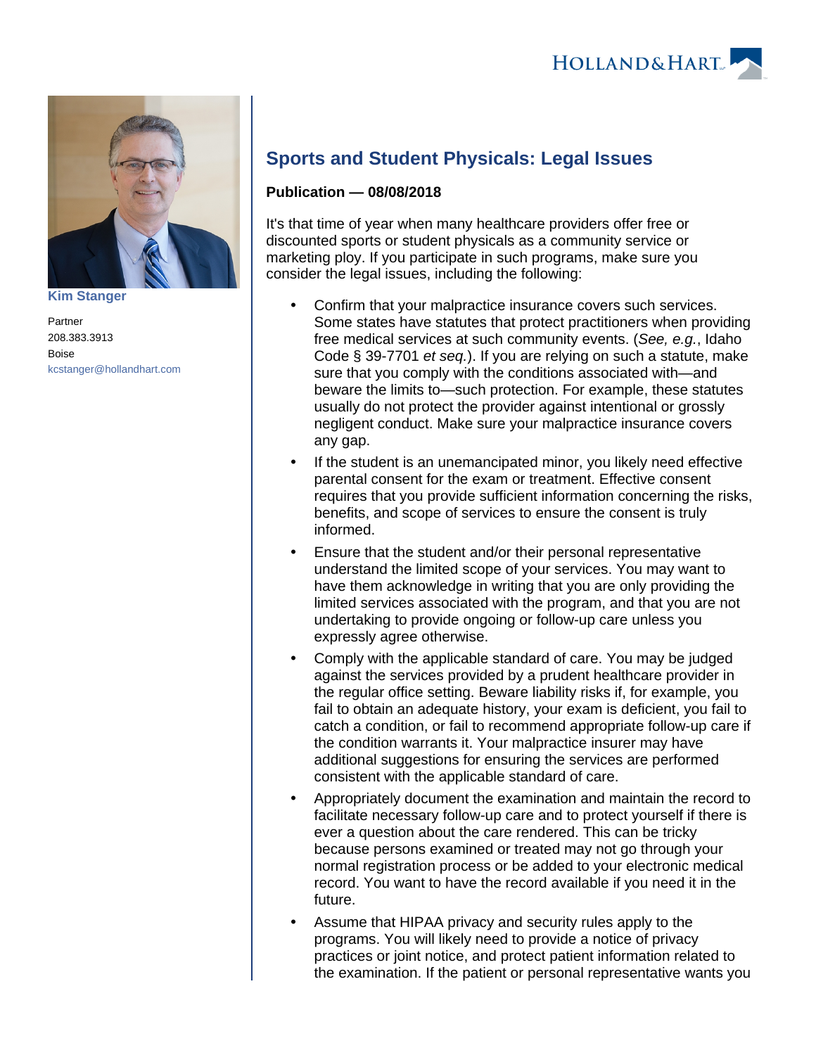Kim Stanger

Partner

208.383.3913

Boise

kcstanger@hollandhart.com

# Sports and Student Physicals: Legal Issues

**Publication — 08/08/2018**

It's that time of year when many healthcare providers offer free or discounted sports or student physicals as a community service or marketing ploy. If you participate in such programs, make sure you consider the legal issues, including the following:

- Confirm that your malpractice insurance covers such services. Some states have statutes that protect practitioners when providing free medical services at such community events. (*See, e.g.*, Idaho Code § 39-7701 *et seq.*). If you are relying on such a statute, make sure that you comply with the conditions associated with—and beware the limits to—such protection. For example, these statutes usually do not protect the provider against intentional or grossly negligent conduct. Make sure your malpractice insurance covers any gap.
- If the student is an unemancipated minor, you likely need effective parental consent for the exam or treatment. Effective consent requires that you provide sufficient information concerning the risks, benefits, and scope of services to ensure the consent is truly informed.
- Ensure that the student and/or their personal representative understand the limited scope of your services. You may want to have them acknowledge in writing that you are only providing the limited services associated with the program, and that you are not undertaking to provide ongoing or follow-up care unless you expressly agree otherwise.
- Comply with the applicable standard of care. You may be judged against the services provided by a prudent healthcare provider in the regular office setting. Beware liability risks if, for example, you fail to obtain an adequate history, your exam is deficient, you fail to catch a condition, or fail to recommend appropriate follow-up care if the condition warrants it. Your malpractice insurer may have additional suggestions for ensuring the services are performed consistent with the applicable standard of care.
- Appropriately document the examination and maintain the record to facilitate necessary follow-up care and to protect yourself if there is ever a question about the care rendered. This can be tricky because persons examined or treated may not go through your normal registration process or be added to your electronic medical record. You want to have the record available if you need it in the future.
- Assume that HIPAA privacy and security rules apply to the programs. You will likely need to provide a notice of privacy practices or joint notice, and protect patient information related to the examination. If the patient or personal representative wants you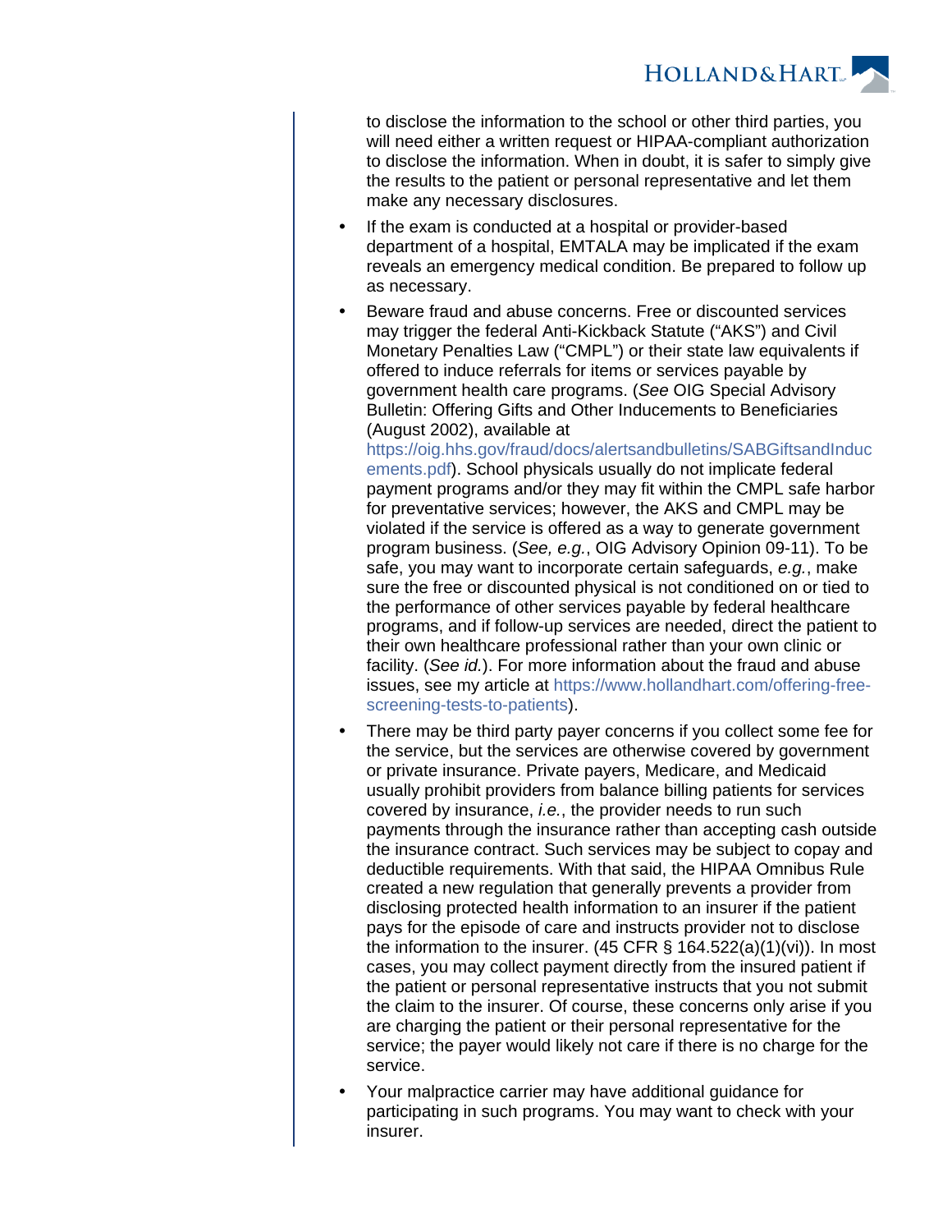to disclose the information to the school or other third parties, you will need either a written request or HIPAA-compliant authorization to disclose the information. When in doubt, it is safer to simply give the results to the patient or personal representative and let them make any necessary disclosures.

- If the exam is conducted at a hospital or provider-based department of a hospital, EMTALA may be implicated if the exam reveals an emergency medical condition. Be prepared to follow up as necessary.
- Beware fraud and abuse concerns. Free or discounted services may trigger the federal Anti-Kickback Statute ("AKS") and Civil Monetary Penalties Law ("CMPL") or their state law equivalents if offered to induce referrals for items or services payable by government health care programs. (*See* OIG Special Advisory Bulletin: Offering Gifts and Other Inducements to Beneficiaries (August 2002), available at https://oig.hhs.gov/fraud/docs/alertsandbulletins/SABGiftsandInducements.pdf). School physicals usually do not implicate federal payment programs and/or they may fit within the CMPL safe harbor for preventative services; however, the AKS and CMPL may be violated if the service is offered as a way to generate government program business. (*See, e.g.*, OIG Advisory Opinion 09-11). To be safe, you may want to incorporate certain safeguards, *e.g.*, make sure the free or discounted physical is not conditioned on or tied to the performance of other services payable by federal healthcare programs, and if follow-up services are needed, direct the patient to their own healthcare professional rather than your own clinic or facility. (*See id.*). For more information about the fraud and abuse issues, see my article at https://www.hollandhart.com/offering-free-screening-tests-to-patients).
- There may be third party payer concerns if you collect some fee for the service, but the services are otherwise covered by government or private insurance. Private payers, Medicare, and Medicaid usually prohibit providers from balance billing patients for services covered by insurance, *i.e.*, the provider needs to run such payments through the insurance rather than accepting cash outside the insurance contract. Such services may be subject to copay and deductible requirements. With that said, the HIPAA Omnibus Rule created a new regulation that generally prevents a provider from disclosing protected health information to an insurer if the patient pays for the episode of care and instructs provider not to disclose the information to the insurer. (45 CFR § 164.522(a)(1)(vi)). In most cases, you may collect payment directly from the insured patient if the patient or personal representative instructs that you not submit the claim to the insurer. Of course, these concerns only arise if you are charging the patient or their personal representative for the service; the payer would likely not care if there is no charge for the service.
- Your malpractice carrier may have additional guidance for participating in such programs. You may want to check with your insurer.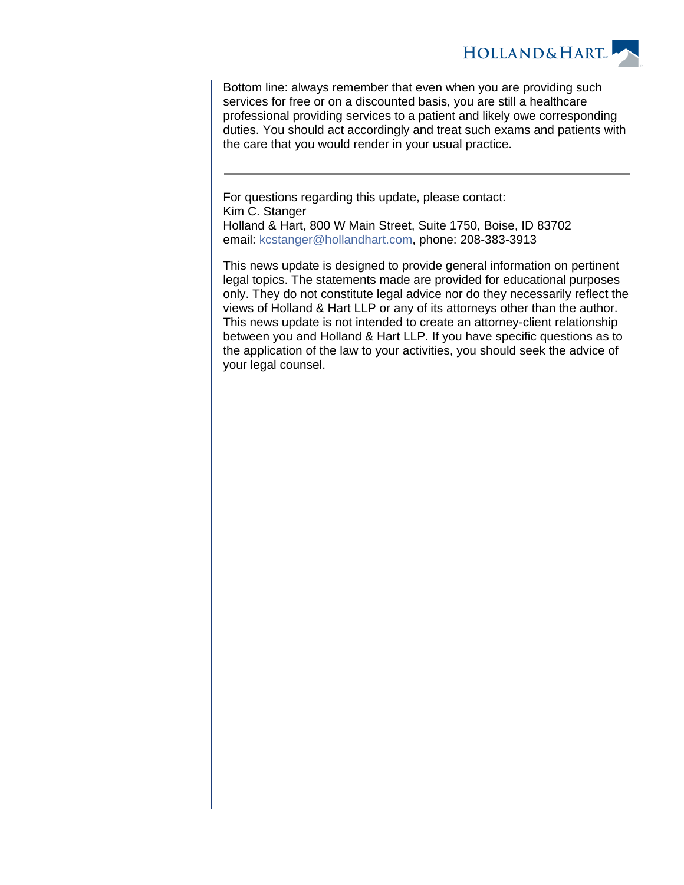Bottom line: always remember that even when you are providing such services for free or on a discounted basis, you are still a healthcare professional providing services to a patient and likely owe corresponding duties. You should act accordingly and treat such exams and patients with the care that you would render in your usual practice.

---

For questions regarding this update, please contact:
Kim C. Stanger
Holland & Hart, 800 W Main Street, Suite 1750, Boise, ID 83702
email: kcstanger@hollandhart.com, phone: 208-383-3913

This news update is designed to provide general information on pertinent legal topics. The statements made are provided for educational purposes only. They do not constitute legal advice nor do they necessarily reflect the views of Holland & Hart LLP or any of its attorneys other than the author. This news update is not intended to create an attorney-client relationship between you and Holland & Hart LLP. If you have specific questions as to the application of the law to your activities, you should seek the advice of your legal counsel.